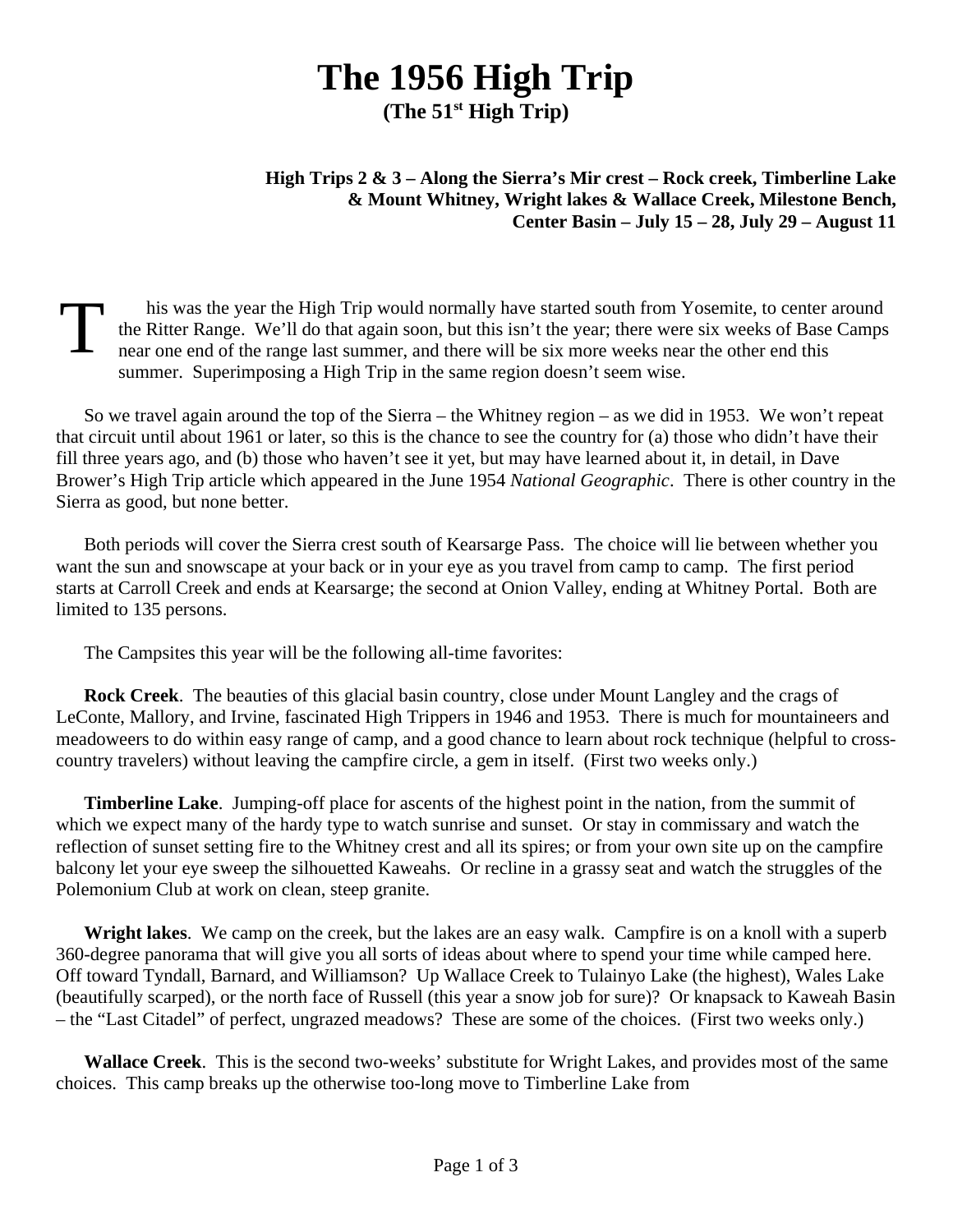# The 1956 High Trip

**(The 51st High Trip)**

**High Trips 2 & 3 – Along the Sierra's Mir crest – Rock creek, Timberline Lake & Mount Whitney, Wright lakes & Wallace Creek, Milestone Bench, Center Basin – July 15 – 28, July 29 – August 11**

This was the year the High Trip would normally have started south from Yosemite, to center around the Ritter Range. We'll do that again soon, but this isn't the year; there were six weeks of Base Camps near one end of the range last summer, and there will be six more weeks near the other end this summer. Superimposing a High Trip in the same region doesn't seem wise.

So we travel again around the top of the Sierra – the Whitney region – as we did in 1953. We won't repeat that circuit until about 1961 or later, so this is the chance to see the country for (a) those who didn't have their fill three years ago, and (b) those who haven't see it yet, but may have learned about it, in detail, in Dave Brower's High Trip article which appeared in the June 1954 *National Geographic*. There is other country in the Sierra as good, but none better.

Both periods will cover the Sierra crest south of Kearsarge Pass. The choice will lie between whether you want the sun and snowscape at your back or in your eye as you travel from camp to camp. The first period starts at Carroll Creek and ends at Kearsarge; the second at Onion Valley, ending at Whitney Portal. Both are limited to 135 persons.

The Campsites this year will be the following all-time favorites:

**Rock Creek**. The beauties of this glacial basin country, close under Mount Langley and the crags of LeConte, Mallory, and Irvine, fascinated High Trippers in 1946 and 1953. There is much for mountaineers and meadoweers to do within easy range of camp, and a good chance to learn about rock technique (helpful to cross-country travelers) without leaving the campfire circle, a gem in itself. (First two weeks only.)

**Timberline Lake**. Jumping-off place for ascents of the highest point in the nation, from the summit of which we expect many of the hardy type to watch sunrise and sunset. Or stay in commissary and watch the reflection of sunset setting fire to the Whitney crest and all its spires; or from your own site up on the campfire balcony let your eye sweep the silhouetted Kaweahs. Or recline in a grassy seat and watch the struggles of the Polemonium Club at work on clean, steep granite.

**Wright lakes**. We camp on the creek, but the lakes are an easy walk. Campfire is on a knoll with a superb 360-degree panorama that will give you all sorts of ideas about where to spend your time while camped here. Off toward Tyndall, Barnard, and Williamson? Up Wallace Creek to Tulainyo Lake (the highest), Wales Lake (beautifully scarped), or the north face of Russell (this year a snow job for sure)? Or knapsack to Kaweah Basin – the "Last Citadel" of perfect, ungrazed meadows? These are some of the choices. (First two weeks only.)

**Wallace Creek**. This is the second two-weeks' substitute for Wright Lakes, and provides most of the same choices. This camp breaks up the otherwise too-long move to Timberline Lake from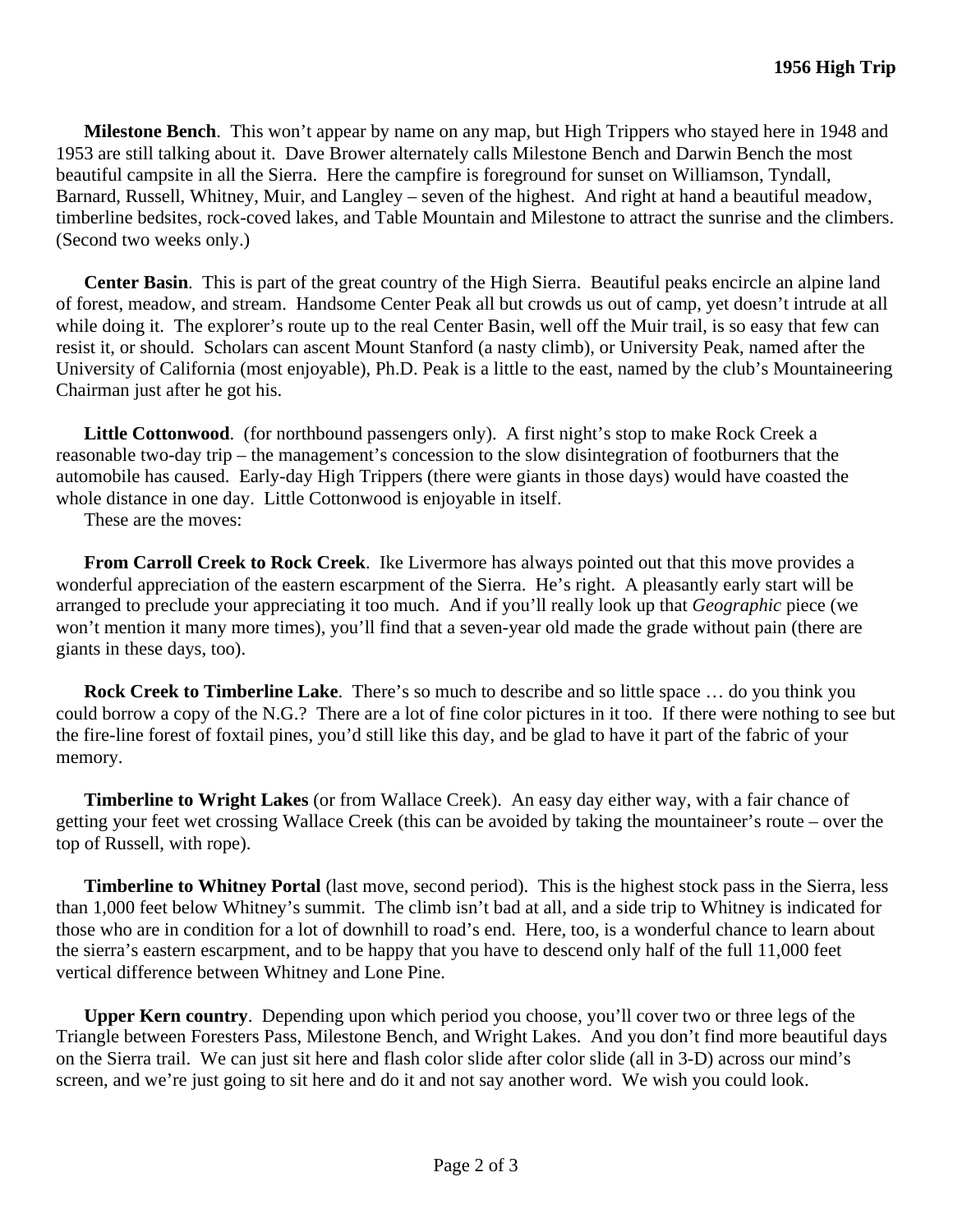**Milestone Bench**. This won't appear by name on any map, but High Trippers who stayed here in 1948 and 1953 are still talking about it. Dave Brower alternately calls Milestone Bench and Darwin Bench the most beautiful campsite in all the Sierra. Here the campfire is foreground for sunset on Williamson, Tyndall, Barnard, Russell, Whitney, Muir, and Langley – seven of the highest. And right at hand a beautiful meadow, timberline bedsites, rock-coved lakes, and Table Mountain and Milestone to attract the sunrise and the climbers. (Second two weeks only.)

**Center Basin**. This is part of the great country of the High Sierra. Beautiful peaks encircle an alpine land of forest, meadow, and stream. Handsome Center Peak all but crowds us out of camp, yet doesn't intrude at all while doing it. The explorer's route up to the real Center Basin, well off the Muir trail, is so easy that few can resist it, or should. Scholars can ascent Mount Stanford (a nasty climb), or University Peak, named after the University of California (most enjoyable), Ph.D. Peak is a little to the east, named by the club's Mountaineering Chairman just after he got his.

**Little Cottonwood**. (for northbound passengers only). A first night's stop to make Rock Creek a reasonable two-day trip – the management's concession to the slow disintegration of footburners that the automobile has caused. Early-day High Trippers (there were giants in those days) would have coasted the whole distance in one day. Little Cottonwood is enjoyable in itself.

These are the moves:

**From Carroll Creek to Rock Creek**. Ike Livermore has always pointed out that this move provides a wonderful appreciation of the eastern escarpment of the Sierra. He's right. A pleasantly early start will be arranged to preclude your appreciating it too much. And if you'll really look up that *Geographic* piece (we won't mention it many more times), you'll find that a seven-year old made the grade without pain (there are giants in these days, too).

**Rock Creek to Timberline Lake**. There's so much to describe and so little space … do you think you could borrow a copy of the N.G.? There are a lot of fine color pictures in it too. If there were nothing to see but the fire-line forest of foxtail pines, you'd still like this day, and be glad to have it part of the fabric of your memory.

**Timberline to Wright Lakes** (or from Wallace Creek). An easy day either way, with a fair chance of getting your feet wet crossing Wallace Creek (this can be avoided by taking the mountaineer's route – over the top of Russell, with rope).

**Timberline to Whitney Portal** (last move, second period). This is the highest stock pass in the Sierra, less than 1,000 feet below Whitney's summit. The climb isn't bad at all, and a side trip to Whitney is indicated for those who are in condition for a lot of downhill to road's end. Here, too, is a wonderful chance to learn about the sierra's eastern escarpment, and to be happy that you have to descend only half of the full 11,000 feet vertical difference between Whitney and Lone Pine.

**Upper Kern country**. Depending upon which period you choose, you'll cover two or three legs of the Triangle between Foresters Pass, Milestone Bench, and Wright Lakes. And you don't find more beautiful days on the Sierra trail. We can just sit here and flash color slide after color slide (all in 3-D) across our mind's screen, and we're just going to sit here and do it and not say another word. We wish you could look.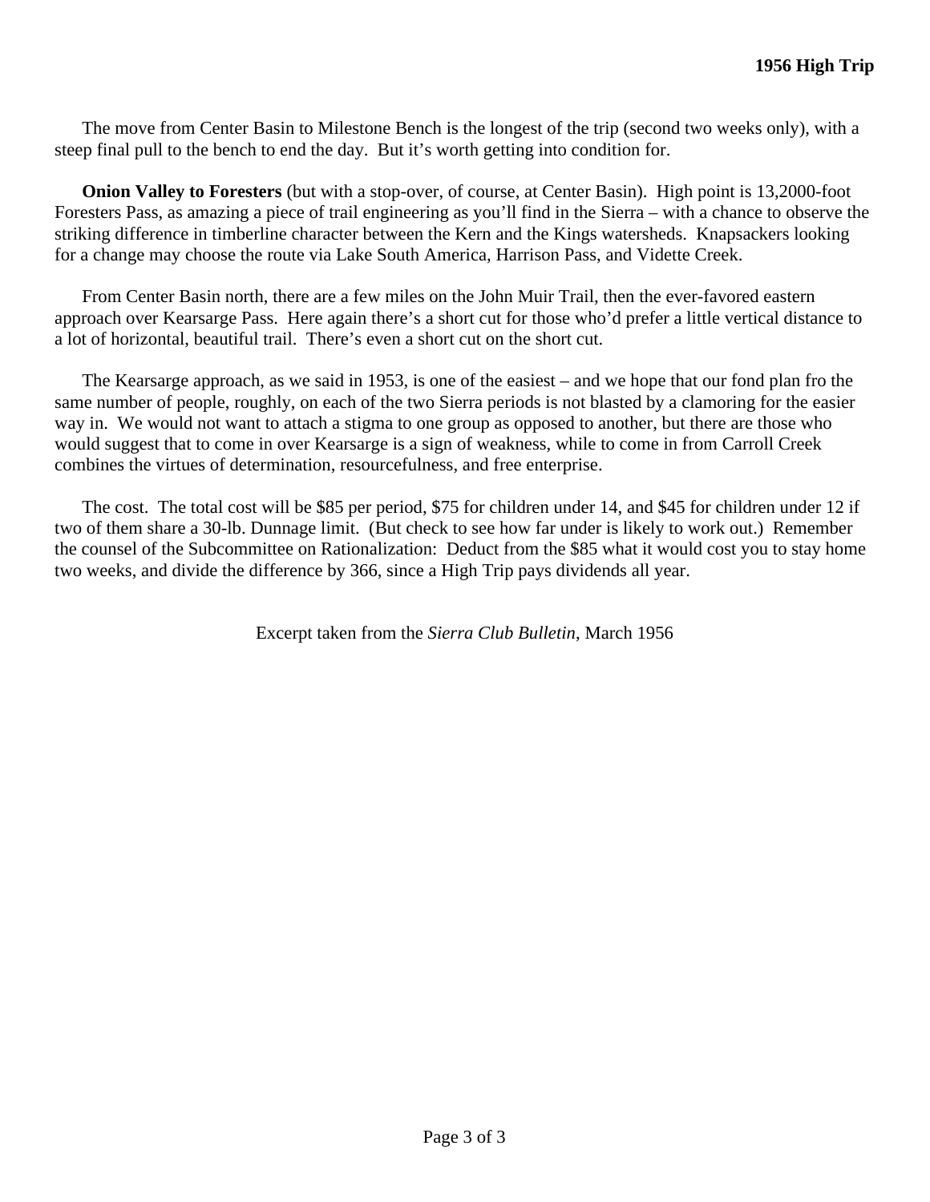The move from Center Basin to Milestone Bench is the longest of the trip (second two weeks only), with a steep final pull to the bench to end the day. But it's worth getting into condition for.

**Onion Valley to Foresters** (but with a stop-over, of course, at Center Basin). High point is 13,2000-foot Foresters Pass, as amazing a piece of trail engineering as you'll find in the Sierra – with a chance to observe the striking difference in timberline character between the Kern and the Kings watersheds. Knapsackers looking for a change may choose the route via Lake South America, Harrison Pass, and Vidette Creek.

From Center Basin north, there are a few miles on the John Muir Trail, then the ever-favored eastern approach over Kearsarge Pass. Here again there's a short cut for those who'd prefer a little vertical distance to a lot of horizontal, beautiful trail. There's even a short cut on the short cut.

The Kearsarge approach, as we said in 1953, is one of the easiest – and we hope that our fond plan fro the same number of people, roughly, on each of the two Sierra periods is not blasted by a clamoring for the easier way in. We would not want to attach a stigma to one group as opposed to another, but there are those who would suggest that to come in over Kearsarge is a sign of weakness, while to come in from Carroll Creek combines the virtues of determination, resourcefulness, and free enterprise.

The cost. The total cost will be $85 per period, $75 for children under 14, and $45 for children under 12 if two of them share a 30-lb. Dunnage limit. (But check to see how far under is likely to work out.) Remember the counsel of the Subcommittee on Rationalization: Deduct from the $85 what it would cost you to stay home two weeks, and divide the difference by 366, since a High Trip pays dividends all year.

Excerpt taken from the *Sierra Club Bulletin*, March 1956